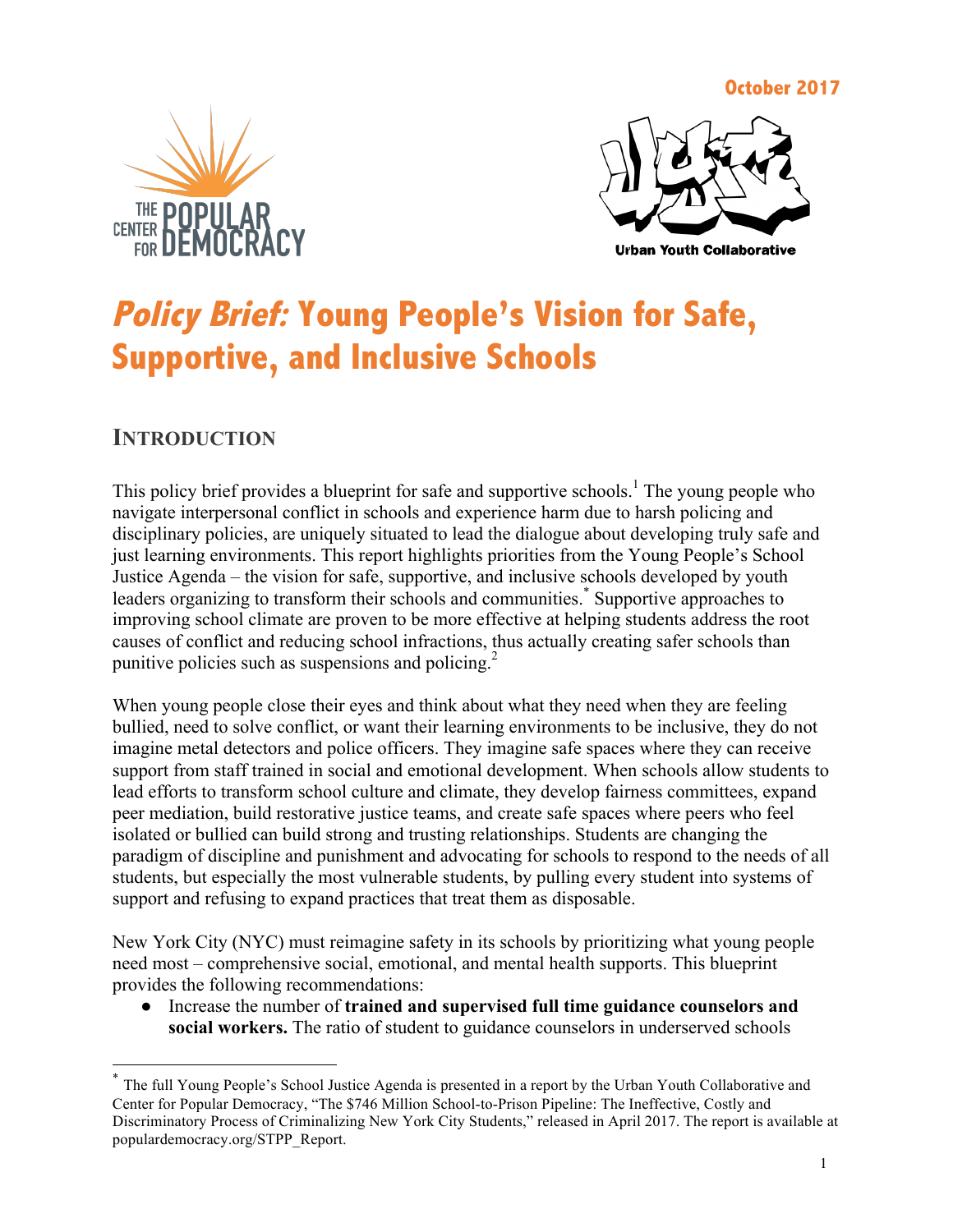October 2017

The Center for Popular Democracy

Urban Youth Collaborative

# *Policy Brief:* Young People's Vision for Safe, Supportive, and Inclusive Schools

## INTRODUCTION

This policy brief provides a blueprint for safe and supportive schools.[1] The young people who navigate interpersonal conflict in schools and experience harm due to harsh policing and disciplinary policies, are uniquely situated to lead the dialogue about developing truly safe and just learning environments. This report highlights priorities from the Young People's School Justice Agenda – the vision for safe, supportive, and inclusive schools developed by youth leaders organizing to transform their schools and communities.[*] Supportive approaches to improving school climate are proven to be more effective at helping students address the root causes of conflict and reducing school infractions, thus actually creating safer schools than punitive policies such as suspensions and policing.[2]

When young people close their eyes and think about what they need when they are feeling bullied, need to solve conflict, or want their learning environments to be inclusive, they do not imagine metal detectors and police officers. They imagine safe spaces where they can receive support from staff trained in social and emotional development. When schools allow students to lead efforts to transform school culture and climate, they develop fairness committees, expand peer mediation, build restorative justice teams, and create safe spaces where peers who feel isolated or bullied can build strong and trusting relationships. Students are changing the paradigm of discipline and punishment and advocating for schools to respond to the needs of all students, but especially the most vulnerable students, by pulling every student into systems of support and refusing to expand practices that treat them as disposable.

New York City (NYC) must reimagine safety in its schools by prioritizing what young people need most – comprehensive social, emotional, and mental health supports. This blueprint provides the following recommendations:

- Increase the number of **trained and supervised full time guidance counselors and social workers.** The ratio of student to guidance counselors in underserved schools

[*] The full Young People's School Justice Agenda is presented in a report by the Urban Youth Collaborative and Center for Popular Democracy, "The $746 Million School-to-Prison Pipeline: The Ineffective, Costly and Discriminatory Process of Criminalizing New York City Students," released in April 2017. The report is available at populardemocracy.org/STPP_Report.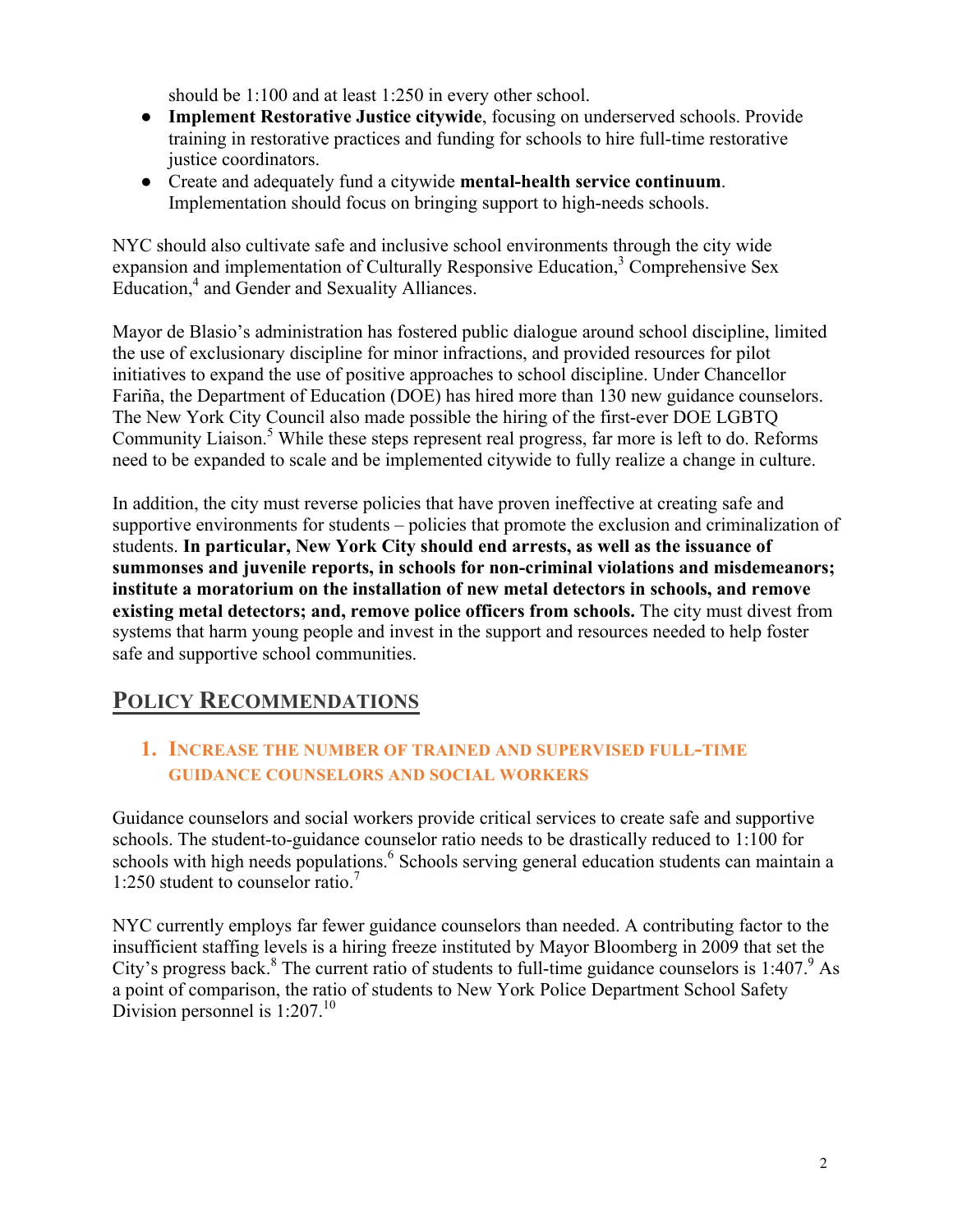should be 1:100 and at least 1:250 in every other school.

- **Implement Restorative Justice citywide**, focusing on underserved schools. Provide training in restorative practices and funding for schools to hire full-time restorative justice coordinators.
- Create and adequately fund a citywide **mental-health service continuum**. Implementation should focus on bringing support to high-needs schools.

NYC should also cultivate safe and inclusive school environments through the city wide expansion and implementation of Culturally Responsive Education,[3] Comprehensive Sex Education,[4] and Gender and Sexuality Alliances.

Mayor de Blasio's administration has fostered public dialogue around school discipline, limited the use of exclusionary discipline for minor infractions, and provided resources for pilot initiatives to expand the use of positive approaches to school discipline. Under Chancellor Fariña, the Department of Education (DOE) has hired more than 130 new guidance counselors. The New York City Council also made possible the hiring of the first-ever DOE LGBTQ Community Liaison.[5] While these steps represent real progress, far more is left to do. Reforms need to be expanded to scale and be implemented citywide to fully realize a change in culture.

In addition, the city must reverse policies that have proven ineffective at creating safe and supportive environments for students – policies that promote the exclusion and criminalization of students. **In particular, New York City should end arrests, as well as the issuance of summonses and juvenile reports, in schools for non-criminal violations and misdemeanors; institute a moratorium on the installation of new metal detectors in schools, and remove existing metal detectors; and, remove police officers from schools.** The city must divest from systems that harm young people and invest in the support and resources needed to help foster safe and supportive school communities.

## POLICY RECOMMENDATIONS

### 1. INCREASE THE NUMBER OF TRAINED AND SUPERVISED FULL-TIME GUIDANCE COUNSELORS AND SOCIAL WORKERS

Guidance counselors and social workers provide critical services to create safe and supportive schools. The student-to-guidance counselor ratio needs to be drastically reduced to 1:100 for schools with high needs populations.[6] Schools serving general education students can maintain a 1:250 student to counselor ratio.[7]

NYC currently employs far fewer guidance counselors than needed. A contributing factor to the insufficient staffing levels is a hiring freeze instituted by Mayor Bloomberg in 2009 that set the City's progress back.[8] The current ratio of students to full-time guidance counselors is 1:407.[9] As a point of comparison, the ratio of students to New York Police Department School Safety Division personnel is 1:207.[10]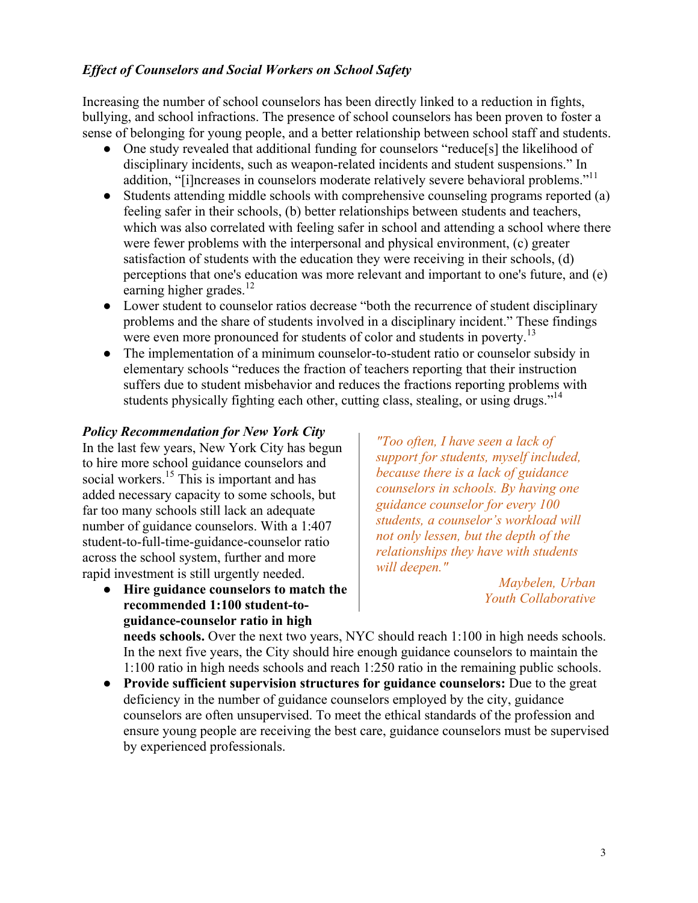### *Effect of Counselors and Social Workers on School Safety*

Increasing the number of school counselors has been directly linked to a reduction in fights, bullying, and school infractions. The presence of school counselors has been proven to foster a sense of belonging for young people, and a better relationship between school staff and students.

- One study revealed that additional funding for counselors "reduce[s] the likelihood of disciplinary incidents, such as weapon-related incidents and student suspensions." In addition, "[i]ncreases in counselors moderate relatively severe behavioral problems."[11]
- Students attending middle schools with comprehensive counseling programs reported (a) feeling safer in their schools, (b) better relationships between students and teachers, which was also correlated with feeling safer in school and attending a school where there were fewer problems with the interpersonal and physical environment, (c) greater satisfaction of students with the education they were receiving in their schools, (d) perceptions that one's education was more relevant and important to one's future, and (e) earning higher grades.[12]
- Lower student to counselor ratios decrease "both the recurrence of student disciplinary problems and the share of students involved in a disciplinary incident." These findings were even more pronounced for students of color and students in poverty.[13]
- The implementation of a minimum counselor-to-student ratio or counselor subsidy in elementary schools "reduces the fraction of teachers reporting that their instruction suffers due to student misbehavior and reduces the fractions reporting problems with students physically fighting each other, cutting class, stealing, or using drugs."[14]

### ***Policy Recommendation for New York City***

In the last few years, New York City has begun to hire more school guidance counselors and social workers.[15] This is important and has added necessary capacity to some schools, but far too many schools still lack an adequate number of guidance counselors. With a 1:407 student-to-full-time-guidance-counselor ratio across the school system, further and more rapid investment is still urgently needed.

> *"Too often, I have seen a lack of support for students, myself included, because there is a lack of guidance counselors in schools. By having one guidance counselor for every 100 students, a counselor's workload will not only lessen, but the depth of the relationships they have with students will deepen."*
>
> *Maybelen, Urban Youth Collaborative*

- **Hire guidance counselors to match the recommended 1:100 student-to-guidance-counselor ratio in high needs schools.** Over the next two years, NYC should reach 1:100 in high needs schools. In the next five years, the City should hire enough guidance counselors to maintain the 1:100 ratio in high needs schools and reach 1:250 ratio in the remaining public schools.
- **Provide sufficient supervision structures for guidance counselors:** Due to the great deficiency in the number of guidance counselors employed by the city, guidance counselors are often unsupervised. To meet the ethical standards of the profession and ensure young people are receiving the best care, guidance counselors must be supervised by experienced professionals.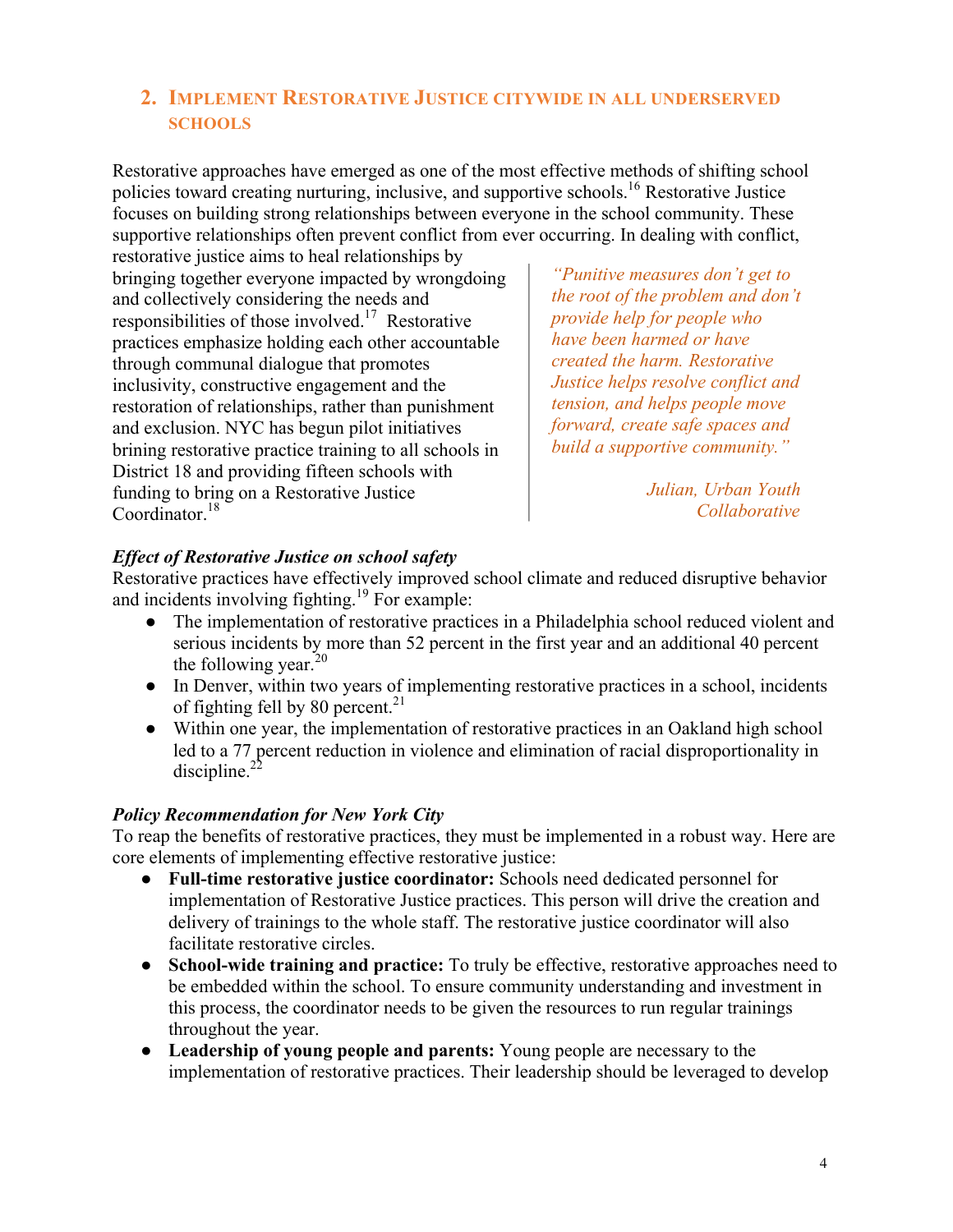## 2. Implement Restorative Justice citywide in all underserved schools

Restorative approaches have emerged as one of the most effective methods of shifting school policies toward creating nurturing, inclusive, and supportive schools.[16] Restorative Justice focuses on building strong relationships between everyone in the school community. These supportive relationships often prevent conflict from ever occurring. In dealing with conflict, restorative justice aims to heal relationships by bringing together everyone impacted by wrongdoing and collectively considering the needs and responsibilities of those involved.[17] Restorative practices emphasize holding each other accountable through communal dialogue that promotes inclusivity, constructive engagement and the restoration of relationships, rather than punishment and exclusion. NYC has begun pilot initiatives brining restorative practice training to all schools in District 18 and providing fifteen schools with funding to bring on a Restorative Justice Coordinator.[18]

> *"Punitive measures don't get to the root of the problem and don't provide help for people who have been harmed or have created the harm. Restorative Justice helps resolve conflict and tension, and helps people move forward, create safe spaces and build a supportive community."*
>
> *Julian, Urban Youth Collaborative*

### *Effect of Restorative Justice on school safety*

Restorative practices have effectively improved school climate and reduced disruptive behavior and incidents involving fighting.[19] For example:

- The implementation of restorative practices in a Philadelphia school reduced violent and serious incidents by more than 52 percent in the first year and an additional 40 percent the following year.[20]
- In Denver, within two years of implementing restorative practices in a school, incidents of fighting fell by 80 percent.[21]
- Within one year, the implementation of restorative practices in an Oakland high school led to a 77 percent reduction in violence and elimination of racial disproportionality in discipline.[22]

### *Policy Recommendation for New York City*

To reap the benefits of restorative practices, they must be implemented in a robust way. Here are core elements of implementing effective restorative justice:

- **Full-time restorative justice coordinator:** Schools need dedicated personnel for implementation of Restorative Justice practices. This person will drive the creation and delivery of trainings to the whole staff. The restorative justice coordinator will also facilitate restorative circles.
- **School-wide training and practice:** To truly be effective, restorative approaches need to be embedded within the school. To ensure community understanding and investment in this process, the coordinator needs to be given the resources to run regular trainings throughout the year.
- **Leadership of young people and parents:** Young people are necessary to the implementation of restorative practices. Their leadership should be leveraged to develop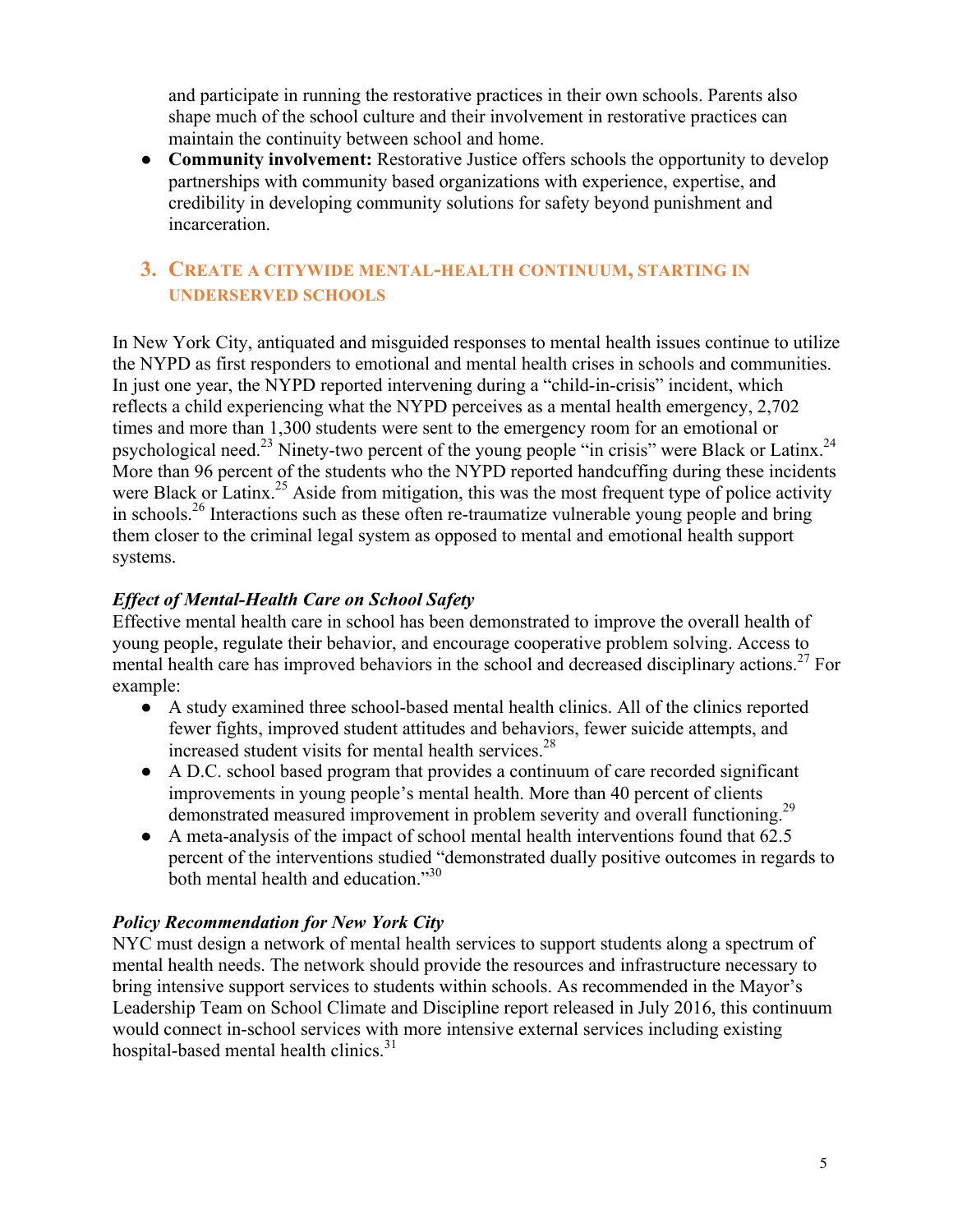and participate in running the restorative practices in their own schools. Parents also shape much of the school culture and their involvement in restorative practices can maintain the continuity between school and home.

- **Community involvement:** Restorative Justice offers schools the opportunity to develop partnerships with community based organizations with experience, expertise, and credibility in developing community solutions for safety beyond punishment and incarceration.

## 3. Create a citywide mental-health continuum, starting in underserved schools

In New York City, antiquated and misguided responses to mental health issues continue to utilize the NYPD as first responders to emotional and mental health crises in schools and communities. In just one year, the NYPD reported intervening during a "child-in-crisis" incident, which reflects a child experiencing what the NYPD perceives as a mental health emergency, 2,702 times and more than 1,300 students were sent to the emergency room for an emotional or psychological need.[23] Ninety-two percent of the young people "in crisis" were Black or Latinx.[24] More than 96 percent of the students who the NYPD reported handcuffing during these incidents were Black or Latinx.[25] Aside from mitigation, this was the most frequent type of police activity in schools.[26] Interactions such as these often re-traumatize vulnerable young people and bring them closer to the criminal legal system as opposed to mental and emotional health support systems.

### *Effect of Mental-Health Care on School Safety*

Effective mental health care in school has been demonstrated to improve the overall health of young people, regulate their behavior, and encourage cooperative problem solving. Access to mental health care has improved behaviors in the school and decreased disciplinary actions.[27] For example:

- A study examined three school-based mental health clinics. All of the clinics reported fewer fights, improved student attitudes and behaviors, fewer suicide attempts, and increased student visits for mental health services.[28]
- A D.C. school based program that provides a continuum of care recorded significant improvements in young people's mental health. More than 40 percent of clients demonstrated measured improvement in problem severity and overall functioning.[29]
- A meta-analysis of the impact of school mental health interventions found that 62.5 percent of the interventions studied "demonstrated dually positive outcomes in regards to both mental health and education."[30]

### *Policy Recommendation for New York City*

NYC must design a network of mental health services to support students along a spectrum of mental health needs. The network should provide the resources and infrastructure necessary to bring intensive support services to students within schools. As recommended in the Mayor's Leadership Team on School Climate and Discipline report released in July 2016, this continuum would connect in-school services with more intensive external services including existing hospital-based mental health clinics.[31]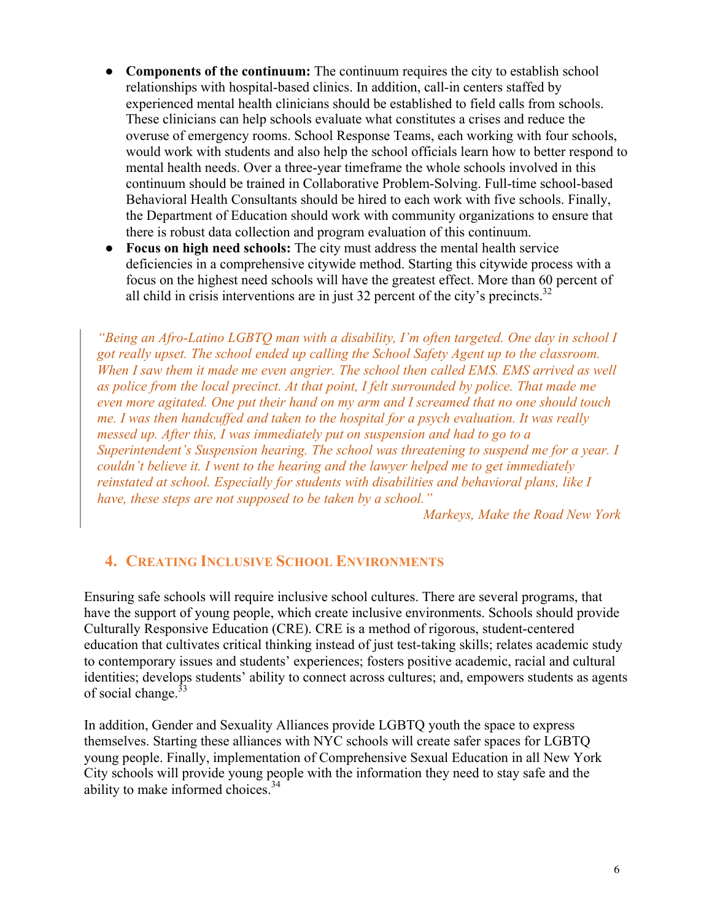- **Components of the continuum:** The continuum requires the city to establish school relationships with hospital-based clinics. In addition, call-in centers staffed by experienced mental health clinicians should be established to field calls from schools. These clinicians can help schools evaluate what constitutes a crises and reduce the overuse of emergency rooms. School Response Teams, each working with four schools, would work with students and also help the school officials learn how to better respond to mental health needs. Over a three-year timeframe the whole schools involved in this continuum should be trained in Collaborative Problem-Solving. Full-time school-based Behavioral Health Consultants should be hired to each work with five schools. Finally, the Department of Education should work with community organizations to ensure that there is robust data collection and program evaluation of this continuum.
- **Focus on high need schools:** The city must address the mental health service deficiencies in a comprehensive citywide method. Starting this citywide process with a focus on the highest need schools will have the greatest effect. More than 60 percent of all child in crisis interventions are in just 32 percent of the city's precincts.[32]

> *"Being an Afro-Latino LGBTQ man with a disability, I'm often targeted. One day in school I got really upset. The school ended up calling the School Safety Agent up to the classroom. When I saw them it made me even angrier. The school then called EMS. EMS arrived as well as police from the local precinct. At that point, I felt surrounded by police. That made me even more agitated. One put their hand on my arm and I screamed that no one should touch me. I was then handcuffed and taken to the hospital for a psych evaluation. It was really messed up. After this, I was immediately put on suspension and had to go to a Superintendent's Suspension hearing. The school was threatening to suspend me for a year. I couldn't believe it. I went to the hearing and the lawyer helped me to get immediately reinstated at school. Especially for students with disabilities and behavioral plans, like I have, these steps are not supposed to be taken by a school."*
>
> *Markeys, Make the Road New York*

## 4. Creating Inclusive School Environments

Ensuring safe schools will require inclusive school cultures. There are several programs, that have the support of young people, which create inclusive environments. Schools should provide Culturally Responsive Education (CRE). CRE is a method of rigorous, student-centered education that cultivates critical thinking instead of just test-taking skills; relates academic study to contemporary issues and students' experiences; fosters positive academic, racial and cultural identities; develops students' ability to connect across cultures; and, empowers students as agents of social change.[33]

In addition, Gender and Sexuality Alliances provide LGBTQ youth the space to express themselves. Starting these alliances with NYC schools will create safer spaces for LGBTQ young people. Finally, implementation of Comprehensive Sexual Education in all New York City schools will provide young people with the information they need to stay safe and the ability to make informed choices.[34]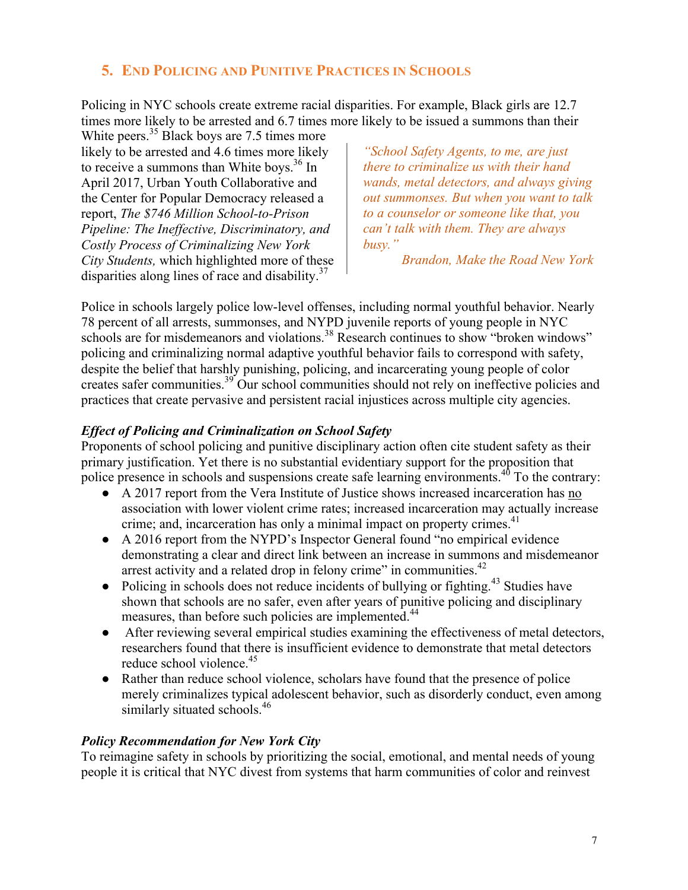## 5. End Policing and Punitive Practices in Schools

Policing in NYC schools create extreme racial disparities. For example, Black girls are 12.7 times more likely to be arrested and 6.7 times more likely to be issued a summons than their White peers.[35] Black boys are 7.5 times more likely to be arrested and 4.6 times more likely to receive a summons than White boys.[36] In April 2017, Urban Youth Collaborative and the Center for Popular Democracy released a report, *The $746 Million School-to-Prison Pipeline: The Ineffective, Discriminatory, and Costly Process of Criminalizing New York City Students,* which highlighted more of these disparities along lines of race and disability.[37]

> *"School Safety Agents, to me, are just there to criminalize us with their hand wands, metal detectors, and always giving out summonses. But when you want to talk to a counselor or someone like that, you can't talk with them. They are always busy."*
>
> *Brandon, Make the Road New York*

Police in schools largely police low-level offenses, including normal youthful behavior. Nearly 78 percent of all arrests, summonses, and NYPD juvenile reports of young people in NYC schools are for misdemeanors and violations.[38] Research continues to show "broken windows" policing and criminalizing normal adaptive youthful behavior fails to correspond with safety, despite the belief that harshly punishing, policing, and incarcerating young people of color creates safer communities.[39] Our school communities should not rely on ineffective policies and practices that create pervasive and persistent racial injustices across multiple city agencies.

### *Effect of Policing and Criminalization on School Safety*

Proponents of school policing and punitive disciplinary action often cite student safety as their primary justification. Yet there is no substantial evidentiary support for the proposition that police presence in schools and suspensions create safe learning environments.[40] To the contrary:

- A 2017 report from the Vera Institute of Justice shows increased incarceration has <u>no</u> association with lower violent crime rates; increased incarceration may actually increase crime; and, incarceration has only a minimal impact on property crimes.[41]
- A 2016 report from the NYPD's Inspector General found "no empirical evidence demonstrating a clear and direct link between an increase in summons and misdemeanor arrest activity and a related drop in felony crime" in communities.[42]
- Policing in schools does not reduce incidents of bullying or fighting.[43] Studies have shown that schools are no safer, even after years of punitive policing and disciplinary measures, than before such policies are implemented.[44]
- After reviewing several empirical studies examining the effectiveness of metal detectors, researchers found that there is insufficient evidence to demonstrate that metal detectors reduce school violence.[45]
- Rather than reduce school violence, scholars have found that the presence of police merely criminalizes typical adolescent behavior, such as disorderly conduct, even among similarly situated schools.[46]

### *Policy Recommendation for New York City*

To reimagine safety in schools by prioritizing the social, emotional, and mental needs of young people it is critical that NYC divest from systems that harm communities of color and reinvest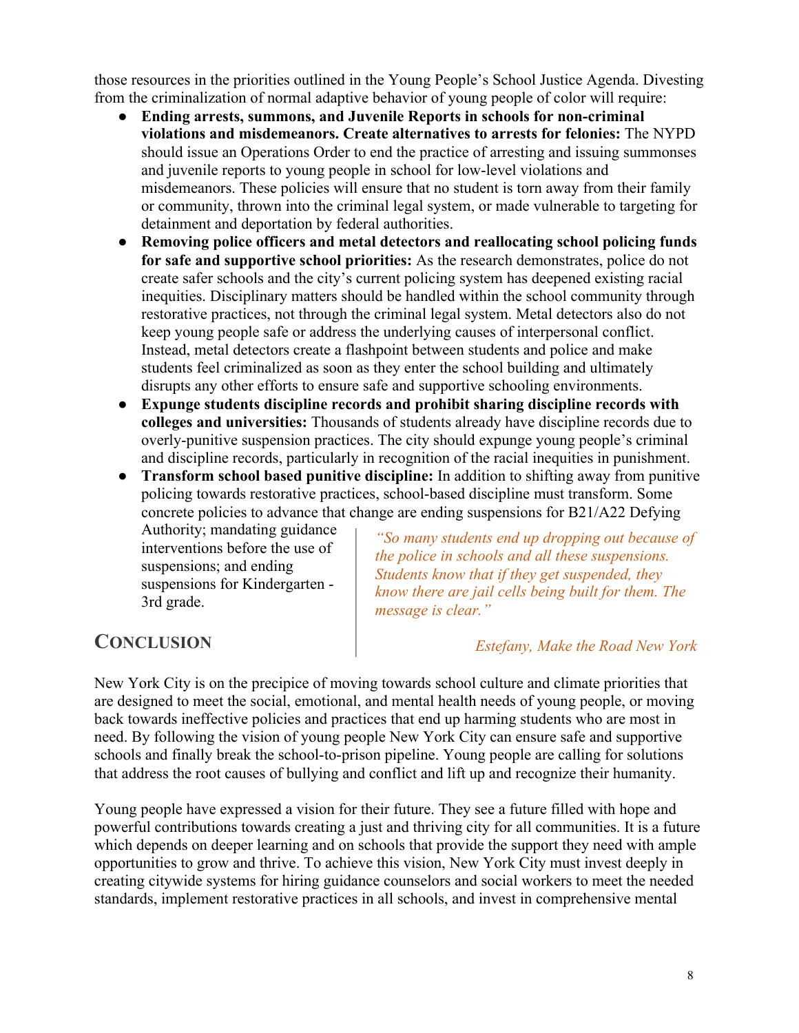those resources in the priorities outlined in the Young People's School Justice Agenda. Divesting from the criminalization of normal adaptive behavior of young people of color will require:

- **Ending arrests, summons, and Juvenile Reports in schools for non-criminal violations and misdemeanors. Create alternatives to arrests for felonies:** The NYPD should issue an Operations Order to end the practice of arresting and issuing summonses and juvenile reports to young people in school for low-level violations and misdemeanors. These policies will ensure that no student is torn away from their family or community, thrown into the criminal legal system, or made vulnerable to targeting for detainment and deportation by federal authorities.
- **Removing police officers and metal detectors and reallocating school policing funds for safe and supportive school priorities:** As the research demonstrates, police do not create safer schools and the city's current policing system has deepened existing racial inequities. Disciplinary matters should be handled within the school community through restorative practices, not through the criminal legal system. Metal detectors also do not keep young people safe or address the underlying causes of interpersonal conflict. Instead, metal detectors create a flashpoint between students and police and make students feel criminalized as soon as they enter the school building and ultimately disrupts any other efforts to ensure safe and supportive schooling environments.
- **Expunge students discipline records and prohibit sharing discipline records with colleges and universities:** Thousands of students already have discipline records due to overly-punitive suspension practices. The city should expunge young people's criminal and discipline records, particularly in recognition of the racial inequities in punishment.
- **Transform school based punitive discipline:** In addition to shifting away from punitive policing towards restorative practices, school-based discipline must transform. Some concrete policies to advance that change are ending suspensions for B21/A22 Defying Authority; mandating guidance interventions before the use of suspensions; and ending suspensions for Kindergarten - 3rd grade.

> *"So many students end up dropping out because of the police in schools and all these suspensions. Students know that if they get suspended, they know there are jail cells being built for them. The message is clear."*
>
> *Estefany, Make the Road New York*

## CONCLUSION

New York City is on the precipice of moving towards school culture and climate priorities that are designed to meet the social, emotional, and mental health needs of young people, or moving back towards ineffective policies and practices that end up harming students who are most in need. By following the vision of young people New York City can ensure safe and supportive schools and finally break the school-to-prison pipeline. Young people are calling for solutions that address the root causes of bullying and conflict and lift up and recognize their humanity.

Young people have expressed a vision for their future. They see a future filled with hope and powerful contributions towards creating a just and thriving city for all communities. It is a future which depends on deeper learning and on schools that provide the support they need with ample opportunities to grow and thrive. To achieve this vision, New York City must invest deeply in creating citywide systems for hiring guidance counselors and social workers to meet the needed standards, implement restorative practices in all schools, and invest in comprehensive mental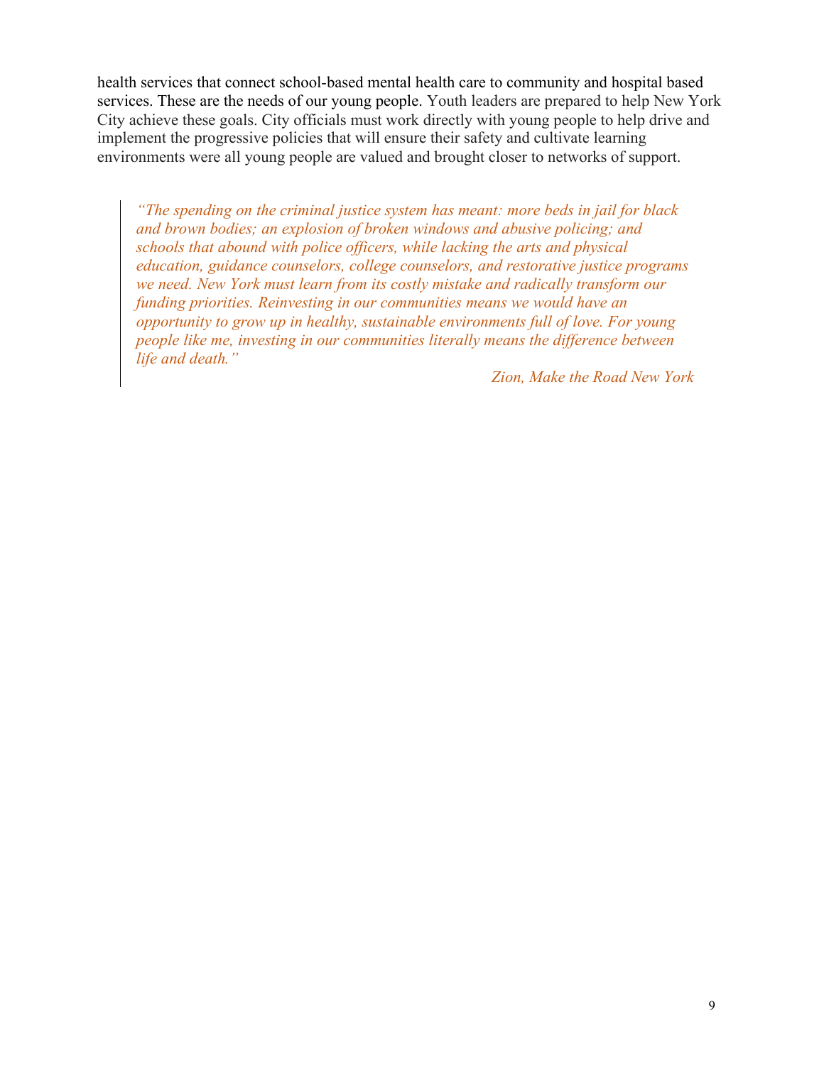health services that connect school-based mental health care to community and hospital based services. These are the needs of our young people. Youth leaders are prepared to help New York City achieve these goals. City officials must work directly with young people to help drive and implement the progressive policies that will ensure their safety and cultivate learning environments were all young people are valued and brought closer to networks of support.

> *"The spending on the criminal justice system has meant: more beds in jail for black and brown bodies; an explosion of broken windows and abusive policing; and schools that abound with police officers, while lacking the arts and physical education, guidance counselors, college counselors, and restorative justice programs we need. New York must learn from its costly mistake and radically transform our funding priorities. Reinvesting in our communities means we would have an opportunity to grow up in healthy, sustainable environments full of love. For young people like me, investing in our communities literally means the difference between life and death."*
>
> *Zion, Make the Road New York*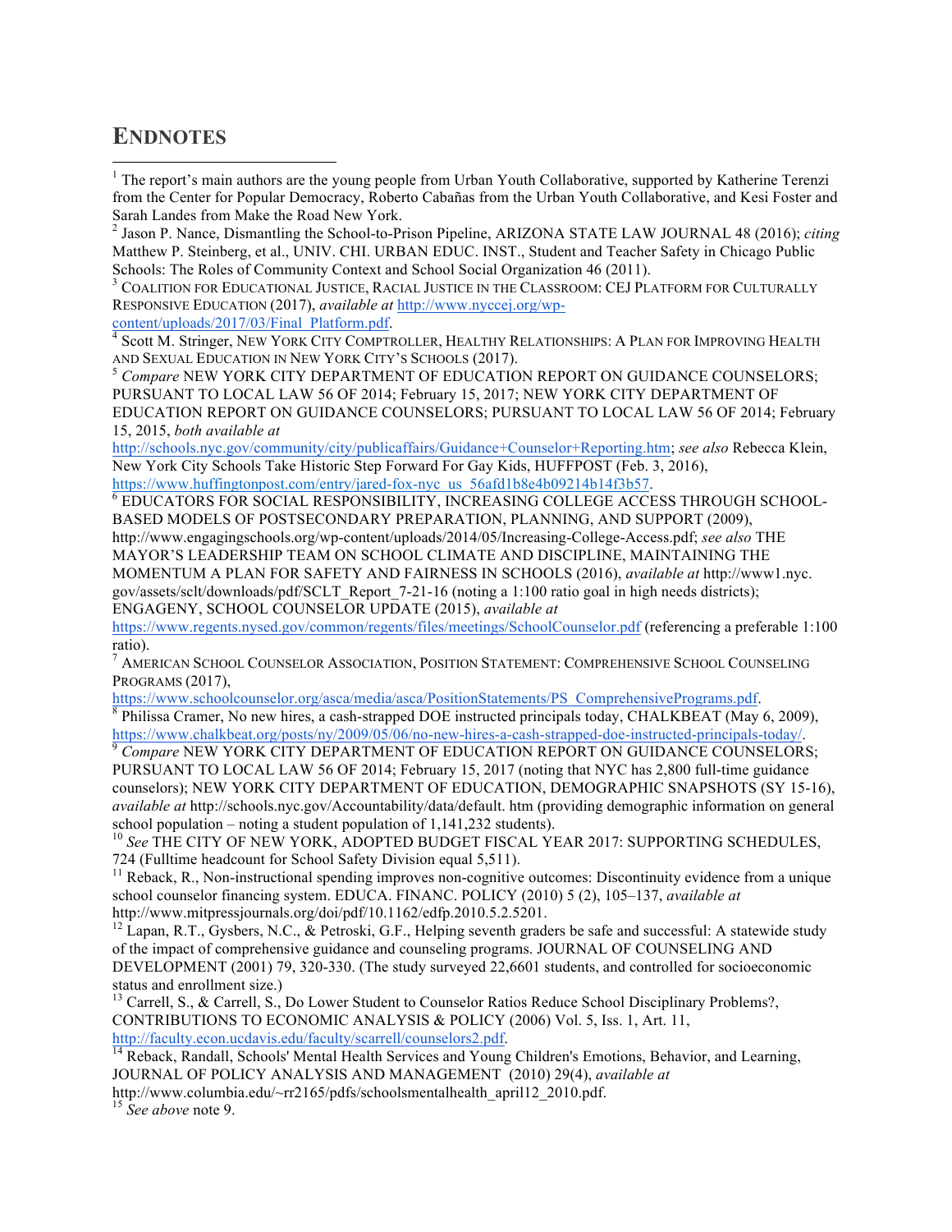## ENDNOTES

[1] The report's main authors are the young people from Urban Youth Collaborative, supported by Katherine Terenzi from the Center for Popular Democracy, Roberto Cabañas from the Urban Youth Collaborative, and Kesi Foster and Sarah Landes from Make the Road New York.

[2] Jason P. Nance, Dismantling the School-to-Prison Pipeline, ARIZONA STATE LAW JOURNAL 48 (2016); *citing* Matthew P. Steinberg, et al., UNIV. CHI. URBAN EDUC. INST., Student and Teacher Safety in Chicago Public Schools: The Roles of Community Context and School Social Organization 46 (2011).

[3] COALITION FOR EDUCATIONAL JUSTICE, RACIAL JUSTICE IN THE CLASSROOM: CEJ PLATFORM FOR CULTURALLY RESPONSIVE EDUCATION (2017), *available at* http://www.nyccej.org/wp-content/uploads/2017/03/Final_Platform.pdf.

[4] Scott M. Stringer, NEW YORK CITY COMPTROLLER, HEALTHY RELATIONSHIPS: A PLAN FOR IMPROVING HEALTH AND SEXUAL EDUCATION IN NEW YORK CITY'S SCHOOLS (2017).

[5] *Compare* NEW YORK CITY DEPARTMENT OF EDUCATION REPORT ON GUIDANCE COUNSELORS; PURSUANT TO LOCAL LAW 56 OF 2014; February 15, 2017; NEW YORK CITY DEPARTMENT OF EDUCATION REPORT ON GUIDANCE COUNSELORS; PURSUANT TO LOCAL LAW 56 OF 2014; February 15, 2015, *both available at* http://schools.nyc.gov/community/city/publicaffairs/Guidance+Counselor+Reporting.htm; *see also* Rebecca Klein, New York City Schools Take Historic Step Forward For Gay Kids, HUFFPOST (Feb. 3, 2016), https://www.huffingtonpost.com/entry/jared-fox-nyc_us_56afd1b8e4b09214b14f3b57.

[6] EDUCATORS FOR SOCIAL RESPONSIBILITY, INCREASING COLLEGE ACCESS THROUGH SCHOOL-BASED MODELS OF POSTSECONDARY PREPARATION, PLANNING, AND SUPPORT (2009), http://www.engagingschools.org/wp-content/uploads/2014/05/Increasing-College-Access.pdf; *see also* THE MAYOR'S LEADERSHIP TEAM ON SCHOOL CLIMATE AND DISCIPLINE, MAINTAINING THE MOMENTUM A PLAN FOR SAFETY AND FAIRNESS IN SCHOOLS (2016), *available at* http://www1.nyc.gov/assets/sclt/downloads/pdf/SCLT_Report_7-21-16 (noting a 1:100 ratio goal in high needs districts); ENGAGENY, SCHOOL COUNSELOR UPDATE (2015), *available at* https://www.regents.nysed.gov/common/regents/files/meetings/SchoolCounselor.pdf (referencing a preferable 1:100 ratio).

[7] AMERICAN SCHOOL COUNSELOR ASSOCIATION, POSITION STATEMENT: COMPREHENSIVE SCHOOL COUNSELING PROGRAMS (2017), https://www.schoolcounselor.org/asca/media/asca/PositionStatements/PS_ComprehensivePrograms.pdf.

[8] Philissa Cramer, No new hires, a cash-strapped DOE instructed principals today, CHALKBEAT (May 6, 2009), https://www.chalkbeat.org/posts/ny/2009/05/06/no-new-hires-a-cash-strapped-doe-instructed-principals-today/.

[9] *Compare* NEW YORK CITY DEPARTMENT OF EDUCATION REPORT ON GUIDANCE COUNSELORS; PURSUANT TO LOCAL LAW 56 OF 2014; February 15, 2017 (noting that NYC has 2,800 full-time guidance counselors); NEW YORK CITY DEPARTMENT OF EDUCATION, DEMOGRAPHIC SNAPSHOTS (SY 15-16), *available at* http://schools.nyc.gov/Accountability/data/default. htm (providing demographic information on general school population – noting a student population of 1,141,232 students).

[10] *See* THE CITY OF NEW YORK, ADOPTED BUDGET FISCAL YEAR 2017: SUPPORTING SCHEDULES, 724 (Fulltime headcount for School Safety Division equal 5,511).

[11] Reback, R., Non-instructional spending improves non-cognitive outcomes: Discontinuity evidence from a unique school counselor financing system. EDUCA. FINANC. POLICY (2010) 5 (2), 105–137, *available at* http://www.mitpressjournals.org/doi/pdf/10.1162/edfp.2010.5.2.5201.

[12] Lapan, R.T., Gysbers, N.C., & Petroski, G.F., Helping seventh graders be safe and successful: A statewide study of the impact of comprehensive guidance and counseling programs. JOURNAL OF COUNSELING AND DEVELOPMENT (2001) 79, 320-330. (The study surveyed 22,6601 students, and controlled for socioeconomic status and enrollment size.)

[13] Carrell, S., & Carrell, S., Do Lower Student to Counselor Ratios Reduce School Disciplinary Problems?, CONTRIBUTIONS TO ECONOMIC ANALYSIS & POLICY (2006) Vol. 5, Iss. 1, Art. 11, http://faculty.econ.ucdavis.edu/faculty/scarrell/counselors2.pdf.

[14] Reback, Randall, Schools' Mental Health Services and Young Children's Emotions, Behavior, and Learning, JOURNAL OF POLICY ANALYSIS AND MANAGEMENT (2010) 29(4), *available at* http://www.columbia.edu/~rr2165/pdfs/schoolsmentalhealth_april12_2010.pdf.

[15] *See above* note 9.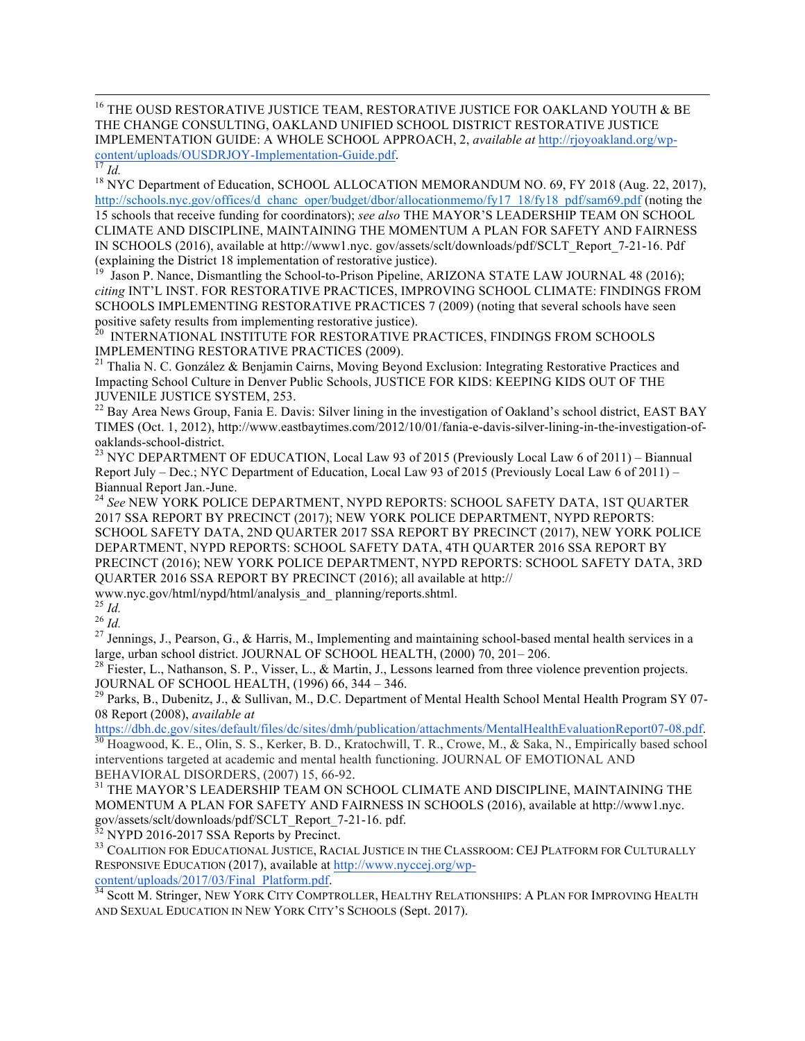[16] THE OUSD RESTORATIVE JUSTICE TEAM, RESTORATIVE JUSTICE FOR OAKLAND YOUTH & BE THE CHANGE CONSULTING, OAKLAND UNIFIED SCHOOL DISTRICT RESTORATIVE JUSTICE IMPLEMENTATION GUIDE: A WHOLE SCHOOL APPROACH, 2, *available at* http://rjoyoakland.org/wp-content/uploads/OUSDRJOY-Implementation-Guide.pdf.

[17] *Id.*

[18] NYC Department of Education, SCHOOL ALLOCATION MEMORANDUM NO. 69, FY 2018 (Aug. 22, 2017), http://schools.nyc.gov/offices/d_chanc_oper/budget/dbor/allocationmemo/fy17_18/fy18_pdf/sam69.pdf (noting the 15 schools that receive funding for coordinators); *see also* THE MAYOR'S LEADERSHIP TEAM ON SCHOOL CLIMATE AND DISCIPLINE, MAINTAINING THE MOMENTUM A PLAN FOR SAFETY AND FAIRNESS IN SCHOOLS (2016), available at http://www1.nyc. gov/assets/sclt/downloads/pdf/SCLT_Report_7-21-16. Pdf (explaining the District 18 implementation of restorative justice).

[19] Jason P. Nance, Dismantling the School-to-Prison Pipeline, ARIZONA STATE LAW JOURNAL 48 (2016); *citing* INT'L INST. FOR RESTORATIVE PRACTICES, IMPROVING SCHOOL CLIMATE: FINDINGS FROM SCHOOLS IMPLEMENTING RESTORATIVE PRACTICES 7 (2009) (noting that several schools have seen positive safety results from implementing restorative justice).

[20] INTERNATIONAL INSTITUTE FOR RESTORATIVE PRACTICES, FINDINGS FROM SCHOOLS IMPLEMENTING RESTORATIVE PRACTICES (2009).

[21] Thalia N. C. González & Benjamin Cairns, Moving Beyond Exclusion: Integrating Restorative Practices and Impacting School Culture in Denver Public Schools, JUSTICE FOR KIDS: KEEPING KIDS OUT OF THE JUVENILE JUSTICE SYSTEM, 253.

[22] Bay Area News Group, Fania E. Davis: Silver lining in the investigation of Oakland's school district, EAST BAY TIMES (Oct. 1, 2012), http://www.eastbaytimes.com/2012/10/01/fania-e-davis-silver-lining-in-the-investigation-of-oaklands-school-district.

[23] NYC DEPARTMENT OF EDUCATION, Local Law 93 of 2015 (Previously Local Law 6 of 2011) – Biannual Report July – Dec.; NYC Department of Education, Local Law 93 of 2015 (Previously Local Law 6 of 2011) – Biannual Report Jan.-June.

[24] *See* NEW YORK POLICE DEPARTMENT, NYPD REPORTS: SCHOOL SAFETY DATA, 1ST QUARTER 2017 SSA REPORT BY PRECINCT (2017); NEW YORK POLICE DEPARTMENT, NYPD REPORTS: SCHOOL SAFETY DATA, 2ND QUARTER 2017 SSA REPORT BY PRECINCT (2017), NEW YORK POLICE DEPARTMENT, NYPD REPORTS: SCHOOL SAFETY DATA, 4TH QUARTER 2016 SSA REPORT BY PRECINCT (2016); NEW YORK POLICE DEPARTMENT, NYPD REPORTS: SCHOOL SAFETY DATA, 3RD QUARTER 2016 SSA REPORT BY PRECINCT (2016); all available at http:// www.nyc.gov/html/nypd/html/analysis_and_ planning/reports.shtml.

[25] *Id.*

[26] *Id.*

[27] Jennings, J., Pearson, G., & Harris, M., Implementing and maintaining school-based mental health services in a large, urban school district. JOURNAL OF SCHOOL HEALTH, (2000) 70, 201– 206.

[28] Fiester, L., Nathanson, S. P., Visser, L., & Martin, J., Lessons learned from three violence prevention projects. JOURNAL OF SCHOOL HEALTH, (1996) 66, 344 – 346.

[29] Parks, B., Dubenitz, J., & Sullivan, M., D.C. Department of Mental Health School Mental Health Program SY 07-08 Report (2008), *available at* https://dbh.dc.gov/sites/default/files/dc/sites/dmh/publication/attachments/MentalHealthEvaluationReport07-08.pdf.

[30] Hoagwood, K. E., Olin, S. S., Kerker, B. D., Kratochwill, T. R., Crowe, M., & Saka, N., Empirically based school interventions targeted at academic and mental health functioning. JOURNAL OF EMOTIONAL AND BEHAVIORAL DISORDERS, (2007) 15, 66-92.

[31] THE MAYOR'S LEADERSHIP TEAM ON SCHOOL CLIMATE AND DISCIPLINE, MAINTAINING THE MOMENTUM A PLAN FOR SAFETY AND FAIRNESS IN SCHOOLS (2016), available at http://www1.nyc. gov/assets/sclt/downloads/pdf/SCLT_Report_7-21-16. pdf.

[32] NYPD 2016-2017 SSA Reports by Precinct.

[33] COALITION FOR EDUCATIONAL JUSTICE, RACIAL JUSTICE IN THE CLASSROOM: CEJ PLATFORM FOR CULTURALLY RESPONSIVE EDUCATION (2017), available at http://www.nyccej.org/wp-content/uploads/2017/03/Final_Platform.pdf.

[34] Scott M. Stringer, NEW YORK CITY COMPTROLLER, HEALTHY RELATIONSHIPS: A PLAN FOR IMPROVING HEALTH AND SEXUAL EDUCATION IN NEW YORK CITY'S SCHOOLS (Sept. 2017).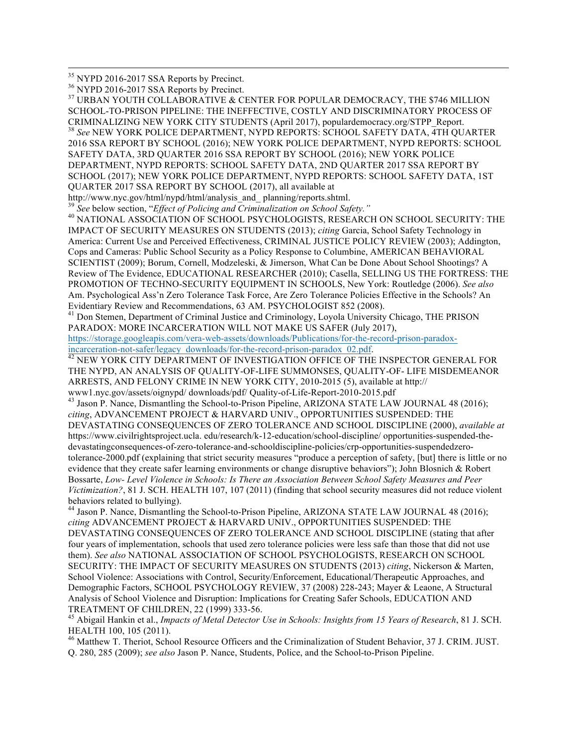[35] NYPD 2016-2017 SSA Reports by Precinct.

[36] NYPD 2016-2017 SSA Reports by Precinct.

[37] URBAN YOUTH COLLABORATIVE & CENTER FOR POPULAR DEMOCRACY, THE $746 MILLION SCHOOL-TO-PRISON PIPELINE: THE INEFFECTIVE, COSTLY AND DISCRIMINATORY PROCESS OF CRIMINALIZING NEW YORK CITY STUDENTS (April 2017), populardemocracy.org/STPP_Report.

[38] *See* NEW YORK POLICE DEPARTMENT, NYPD REPORTS: SCHOOL SAFETY DATA, 4TH QUARTER 2016 SSA REPORT BY SCHOOL (2016); NEW YORK POLICE DEPARTMENT, NYPD REPORTS: SCHOOL SAFETY DATA, 3RD QUARTER 2016 SSA REPORT BY SCHOOL (2016); NEW YORK POLICE DEPARTMENT, NYPD REPORTS: SCHOOL SAFETY DATA, 2ND QUARTER 2017 SSA REPORT BY SCHOOL (2017); NEW YORK POLICE DEPARTMENT, NYPD REPORTS: SCHOOL SAFETY DATA, 1ST QUARTER 2017 SSA REPORT BY SCHOOL (2017), all available at http://www.nyc.gov/html/nypd/html/analysis_and_ planning/reports.shtml.

[39] *See* below section, "*Effect of Policing and Criminalization on School Safety."*

[40] NATIONAL ASSOCIATION OF SCHOOL PSYCHOLOGISTS, RESEARCH ON SCHOOL SECURITY: THE IMPACT OF SECURITY MEASURES ON STUDENTS (2013); *citing* Garcia, School Safety Technology in America: Current Use and Perceived Effectiveness, CRIMINAL JUSTICE POLICY REVIEW (2003); Addington, Cops and Cameras: Public School Security as a Policy Response to Columbine, AMERICAN BEHAVIORAL SCIENTIST (2009); Borum, Cornell, Modzeleski, & Jimerson, What Can be Done About School Shootings? A Review of The Evidence, EDUCATIONAL RESEARCHER (2010); Casella, SELLING US THE FORTRESS: THE PROMOTION OF TECHNO-SECURITY EQUIPMENT IN SCHOOLS, New York: Routledge (2006). *See also* Am. Psychological Ass'n Zero Tolerance Task Force, Are Zero Tolerance Policies Effective in the Schools? An Evidentiary Review and Recommendations, 63 AM. PSYCHOLOGIST 852 (2008).

[41] Don Stemen, Department of Criminal Justice and Criminology, Loyola University Chicago, THE PRISON PARADOX: MORE INCARCERATION WILL NOT MAKE US SAFER (July 2017), https://storage.googleapis.com/vera-web-assets/downloads/Publications/for-the-record-prison-paradox-incarceration-not-safer/legacy_downloads/for-the-record-prison-paradox_02.pdf.

[42] NEW YORK CITY DEPARTMENT OF INVESTIGATION OFFICE OF THE INSPECTOR GENERAL FOR THE NYPD, AN ANALYSIS OF QUALITY-OF-LIFE SUMMONSES, QUALITY-OF- LIFE MISDEMEANOR ARRESTS, AND FELONY CRIME IN NEW YORK CITY, 2010-2015 (5), available at http:// www1.nyc.gov/assets/oignypd/ downloads/pdf/ Quality-of-Life-Report-2010-2015.pdf

[43] Jason P. Nance, Dismantling the School-to-Prison Pipeline, ARIZONA STATE LAW JOURNAL 48 (2016); *citing*, ADVANCEMENT PROJECT & HARVARD UNIV., OPPORTUNITIES SUSPENDED: THE DEVASTATING CONSEQUENCES OF ZERO TOLERANCE AND SCHOOL DISCIPLINE (2000), *available at* https://www.civilrightsproject.ucla. edu/research/k-12-education/school-discipline/ opportunities-suspended-the-devastatingconsequences-of-zero-tolerance-and-schooldiscipline-policies/crp-opportunities-suspendedzero-tolerance-2000.pdf (explaining that strict security measures "produce a perception of safety, [but] there is little or no evidence that they create safer learning environments or change disruptive behaviors"); John Blosnich & Robert Bossarte, *Low- Level Violence in Schools: Is There an Association Between School Safety Measures and Peer Victimization?*, 81 J. SCH. HEALTH 107, 107 (2011) (finding that school security measures did not reduce violent behaviors related to bullying).

[44] Jason P. Nance, Dismantling the School-to-Prison Pipeline, ARIZONA STATE LAW JOURNAL 48 (2016); *citing* ADVANCEMENT PROJECT & HARVARD UNIV., OPPORTUNITIES SUSPENDED: THE DEVASTATING CONSEQUENCES OF ZERO TOLERANCE AND SCHOOL DISCIPLINE (stating that after four years of implementation, schools that used zero tolerance policies were less safe than those that did not use them). *See also* NATIONAL ASSOCIATION OF SCHOOL PSYCHOLOGISTS, RESEARCH ON SCHOOL SECURITY: THE IMPACT OF SECURITY MEASURES ON STUDENTS (2013) *citing*, Nickerson & Marten, School Violence: Associations with Control, Security/Enforcement, Educational/Therapeutic Approaches, and Demographic Factors, SCHOOL PSYCHOLOGY REVIEW, 37 (2008) 228-243; Mayer & Leaone, A Structural Analysis of School Violence and Disruption: Implications for Creating Safer Schools, EDUCATION AND TREATMENT OF CHILDREN, 22 (1999) 333-56.

[45] Abigail Hankin et al., *Impacts of Metal Detector Use in Schools: Insights from 15 Years of Research*, 81 J. SCH. HEALTH 100, 105 (2011).

[46] Matthew T. Theriot, School Resource Officers and the Criminalization of Student Behavior, 37 J. CRIM. JUST. Q. 280, 285 (2009); *see also* Jason P. Nance, Students, Police, and the School-to-Prison Pipeline.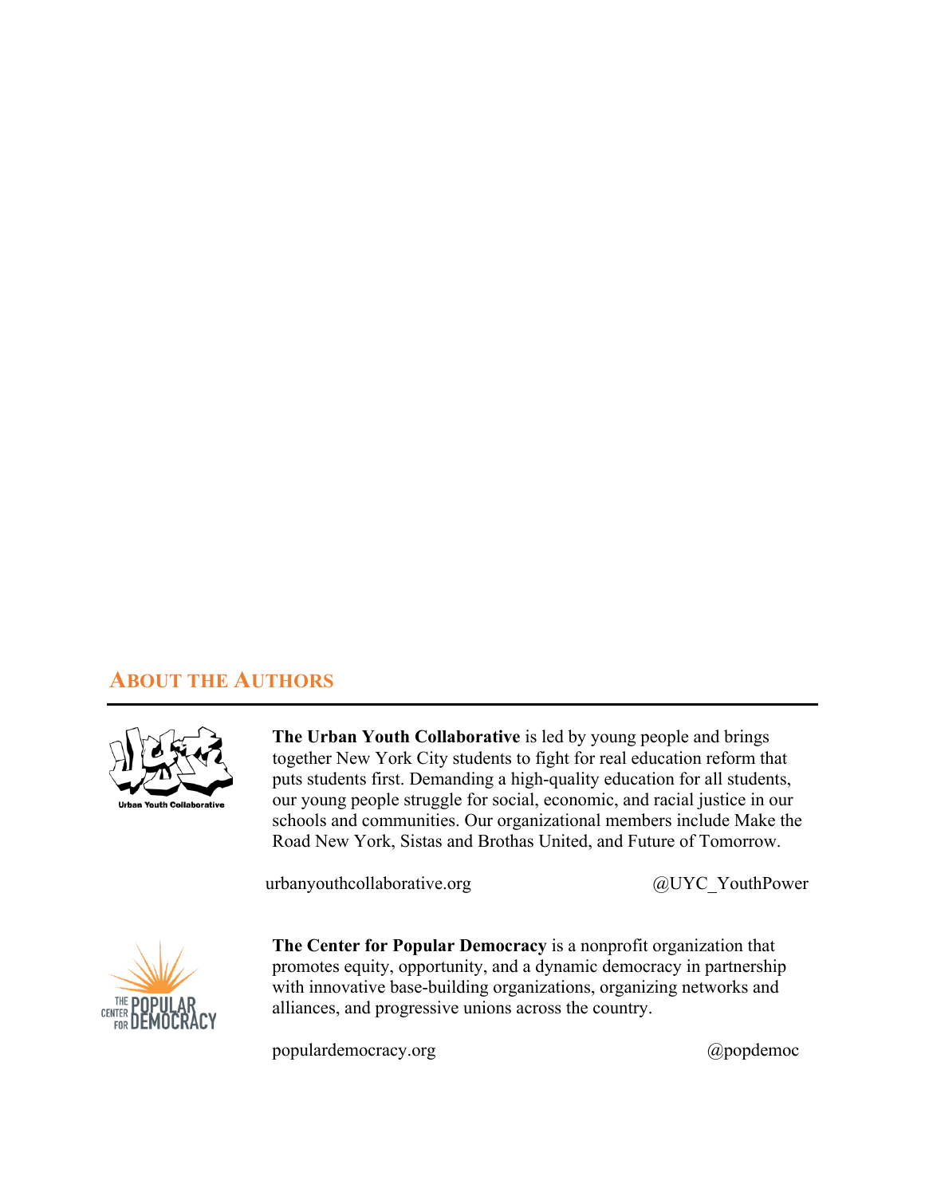## About the Authors

**The Urban Youth Collaborative** is led by young people and brings together New York City students to fight for real education reform that puts students first. Demanding a high-quality education for all students, our young people struggle for social, economic, and racial justice in our schools and communities. Our organizational members include Make the Road New York, Sistas and Brothas United, and Future of Tomorrow.

urbanyouthcollaborative.org @UYC_YouthPower

**The Center for Popular Democracy** is a nonprofit organization that promotes equity, opportunity, and a dynamic democracy in partnership with innovative base-building organizations, organizing networks and alliances, and progressive unions across the country.

populardemocracy.org @popdemoc